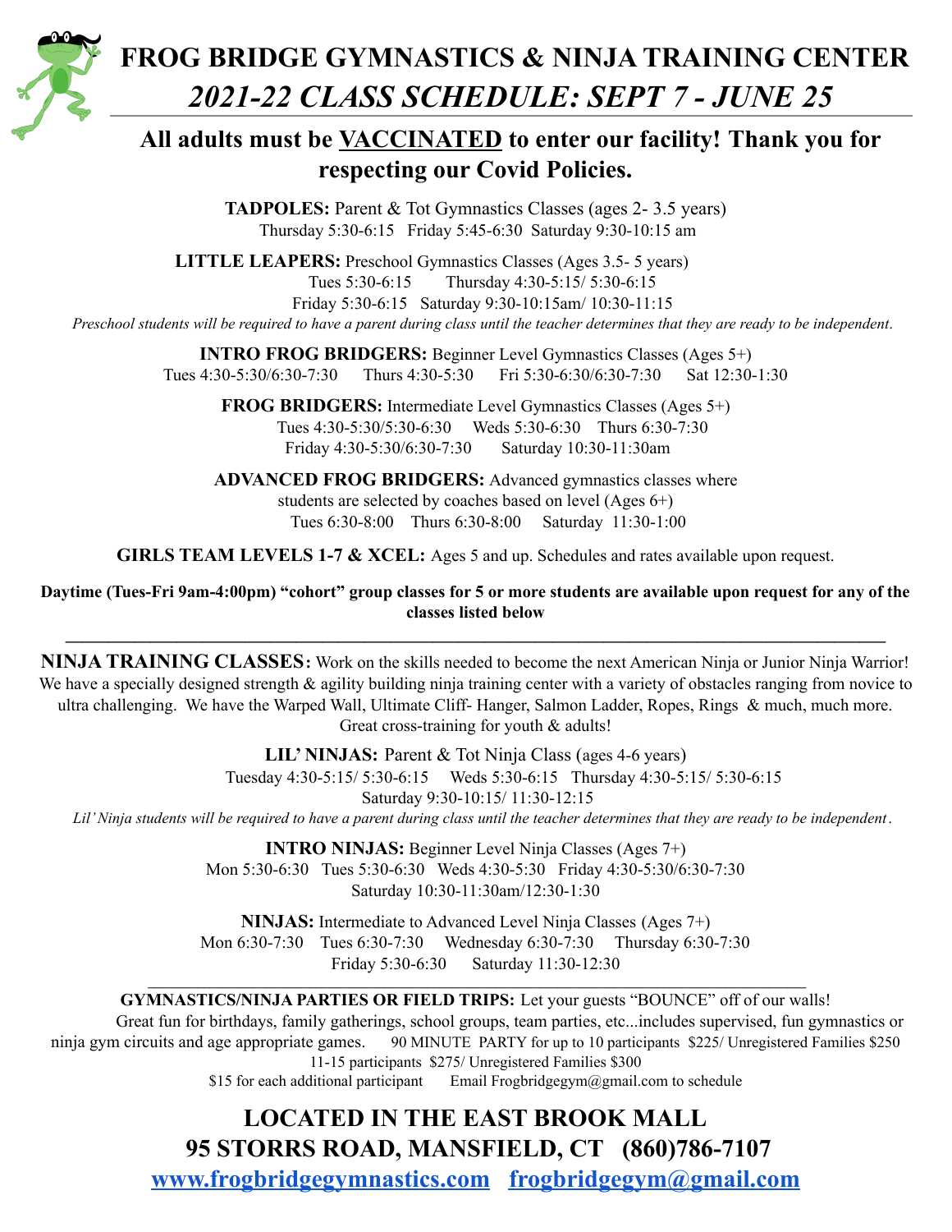# FROG BRIDGE GYMNASTICS & NINJA TRAINING CENTER

## *2021-22 CLASS SCHEDULE: SEPT 7 - JUNE 25*

### All adults must be VACCINATED to enter our facility! Thank you for respecting our Covid Policies.

**TADPOLES:** Parent & Tot Gymnastics Classes (ages 2- 3.5 years)
Thursday 5:30-6:15 Friday 5:45-6:30 Saturday 9:30-10:15 am

**LITTLE LEAPERS:** Preschool Gymnastics Classes (Ages 3.5- 5 years)
Tues 5:30-6:15 Thursday 4:30-5:15/ 5:30-6:15
Friday 5:30-6:15 Saturday 9:30-10:15am/ 10:30-11:15

*Preschool students will be required to have a parent during class until the teacher determines that they are ready to be independent.*

**INTRO FROG BRIDGERS:** Beginner Level Gymnastics Classes (Ages 5+)
Tues 4:30-5:30/6:30-7:30 Thurs 4:30-5:30 Fri 5:30-6:30/6:30-7:30 Sat 12:30-1:30

**FROG BRIDGERS:** Intermediate Level Gymnastics Classes (Ages 5+)
Tues 4:30-5:30/5:30-6:30 Weds 5:30-6:30 Thurs 6:30-7:30
Friday 4:30-5:30/6:30-7:30 Saturday 10:30-11:30am

**ADVANCED FROG BRIDGERS:** Advanced gymnastics classes where students are selected by coaches based on level (Ages 6+)
Tues 6:30-8:00 Thurs 6:30-8:00 Saturday 11:30-1:00

**GIRLS TEAM LEVELS 1-7 & XCEL:** Ages 5 and up. Schedules and rates available upon request.

**Daytime (Tues-Fri 9am-4:00pm) "cohort" group classes for 5 or more students are available upon request for any of the classes listed below**

---

**NINJA TRAINING CLASSES:** Work on the skills needed to become the next American Ninja or Junior Ninja Warrior! We have a specially designed strength & agility building ninja training center with a variety of obstacles ranging from novice to ultra challenging. We have the Warped Wall, Ultimate Cliff- Hanger, Salmon Ladder, Ropes, Rings & much, much more. Great cross-training for youth & adults!

**LIL' NINJAS:** Parent & Tot Ninja Class (ages 4-6 years)
Tuesday 4:30-5:15/ 5:30-6:15 Weds 5:30-6:15 Thursday 4:30-5:15/ 5:30-6:15
Saturday 9:30-10:15/ 11:30-12:15

*Lil' Ninja students will be required to have a parent during class until the teacher determines that they are ready to be independent.*

**INTRO NINJAS:** Beginner Level Ninja Classes (Ages 7+)
Mon 5:30-6:30 Tues 5:30-6:30 Weds 4:30-5:30 Friday 4:30-5:30/6:30-7:30
Saturday 10:30-11:30am/12:30-1:30

**NINJAS:** Intermediate to Advanced Level Ninja Classes (Ages 7+)
Mon 6:30-7:30 Tues 6:30-7:30 Wednesday 6:30-7:30 Thursday 6:30-7:30
Friday 5:30-6:30 Saturday 11:30-12:30

---

**GYMNASTICS/NINJA PARTIES OR FIELD TRIPS:** Let your guests "BOUNCE" off of our walls!
Great fun for birthdays, family gatherings, school groups, team parties, etc...includes supervised, fun gymnastics or ninja gym circuits and age appropriate games. 90 MINUTE PARTY for up to 10 participants $225/ Unregistered Families $250
11-15 participants $275/ Unregistered Families $300
$15 for each additional participant Email Frogbridgegym@gmail.com to schedule

## LOCATED IN THE EAST BROOK MALL
## 95 STORRS ROAD, MANSFIELD, CT (860)786-7107
## www.frogbridgegymnastics.com frogbridgegym@gmail.com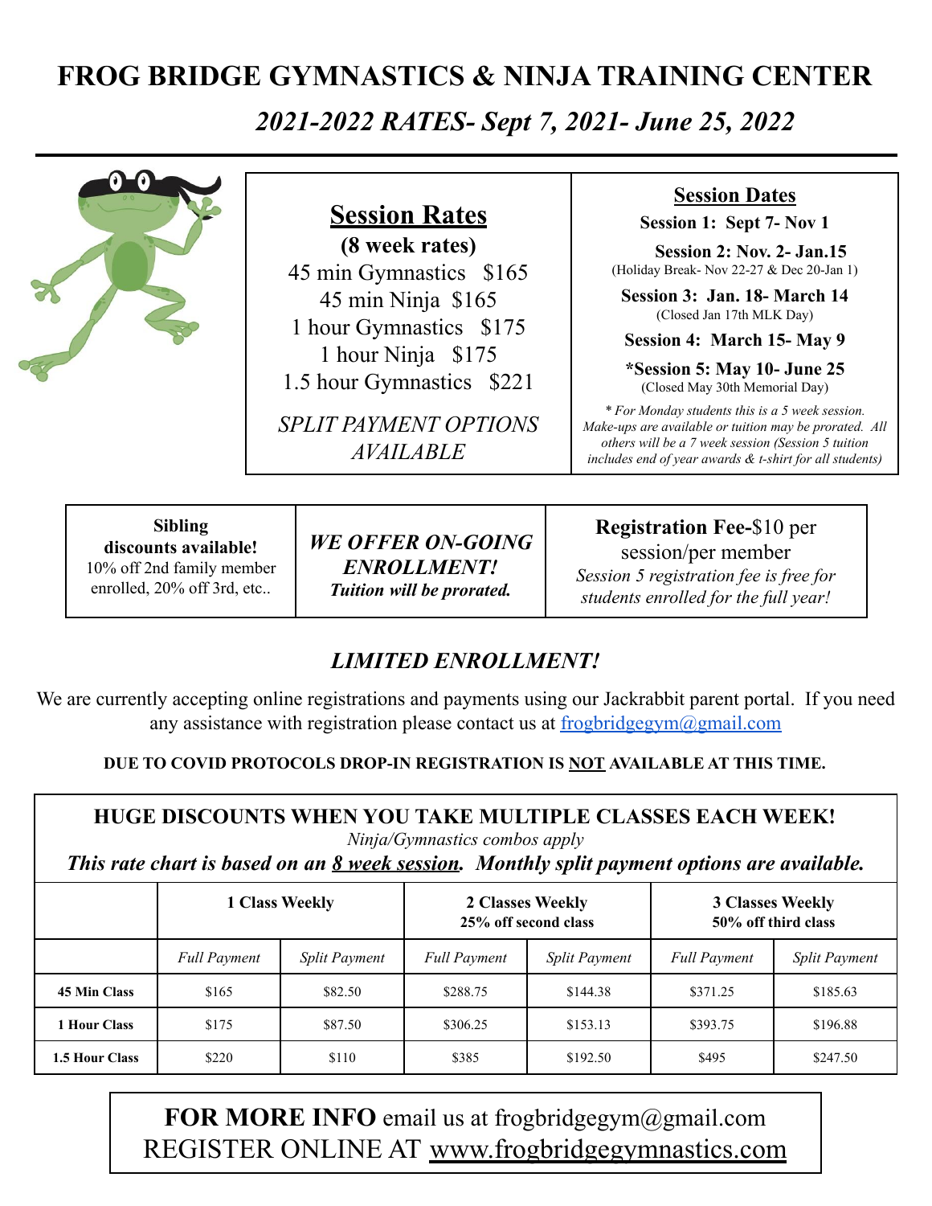# FROG BRIDGE GYMNASTICS & NINJA TRAINING CENTER

## *2021-2022 RATES- Sept 7, 2021- June 25, 2022*

## Session Rates

**(8 week rates)**

45 min Gymnastics $165
45 min Ninja $165
1 hour Gymnastics $175
1 hour Ninja $175
1.5 hour Gymnastics $221

*SPLIT PAYMENT OPTIONS AVAILABLE*

## Session Dates

**Session 1: Sept 7- Nov 1**

**Session 2: Nov. 2- Jan.15**
(Holiday Break- Nov 22-27 & Dec 20-Jan 1)

**Session 3: Jan. 18- March 14**
(Closed Jan 17th MLK Day)

**Session 4: March 15- May 9**

**\*Session 5: May 10- June 25**
(Closed May 30th Memorial Day)

*\* For Monday students this is a 5 week session. Make-ups are available or tuition may be prorated. All others will be a 7 week session (Session 5 tuition includes end of year awards & t-shirt for all students)*

**Sibling discounts available!**
10% off 2nd family member enrolled, 20% off 3rd, etc..

***WE OFFER ON-GOING ENROLLMENT!***
***Tuition will be prorated.***

**Registration Fee-**$10 per session/per member
*Session 5 registration fee is free for students enrolled for the full year!*

### *LIMITED ENROLLMENT!*

We are currently accepting online registrations and payments using our Jackrabbit parent portal. If you need any assistance with registration please contact us at frogbridgegym@gmail.com

**DUE TO COVID PROTOCOLS DROP-IN REGISTRATION IS NOT AVAILABLE AT THIS TIME.**

**HUGE DISCOUNTS WHEN YOU TAKE MULTIPLE CLASSES EACH WEEK!**
*Ninja/Gymnastics combos apply*
***This rate chart is based on an 8 week session. Monthly split payment options are available.***

| | 1 Class Weekly | | 2 Classes Weekly 25% off second class | | 3 Classes Weekly 50% off third class | |
|---|---|---|---|---|---|---|
| | *Full Payment* | *Split Payment* | *Full Payment* | *Split Payment* | *Full Payment* | *Split Payment* |
| **45 Min Class** | $165 | $82.50 | $288.75 | $144.38 | $371.25 | $185.63 |
| **1 Hour Class** | $175 | $87.50 | $306.25 | $153.13 | $393.75 | $196.88 |
| **1.5 Hour Class** | $220 | $110 | $385 | $192.50 | $495 | $247.50 |

**FOR MORE INFO** email us at frogbridgegym@gmail.com
REGISTER ONLINE AT www.frogbridgegymnastics.com